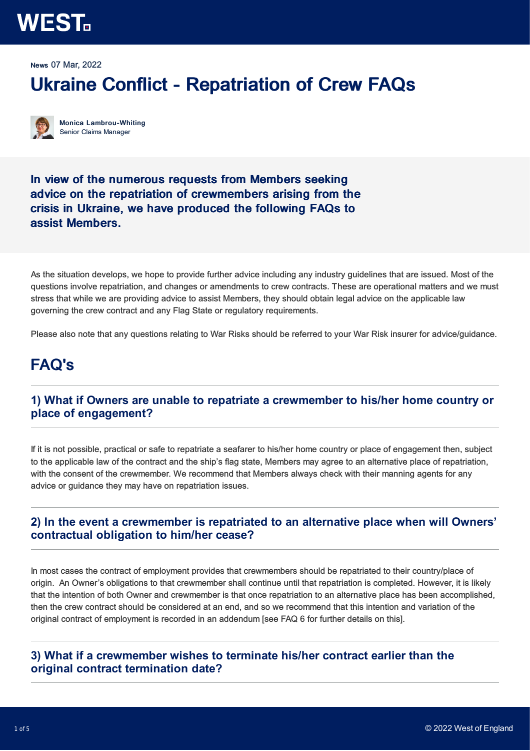WEST

**News** 07 Mar, 2022

# Ukraine Conflict - Repatriation of Crew FAQs

**Monica Lambrou-Whiting**
Senior Claims Manager

**In view of the numerous requests from Members seeking advice on the repatriation of crewmembers arising from the crisis in Ukraine, we have produced the following FAQs to assist Members.**

As the situation develops, we hope to provide further advice including any industry guidelines that are issued. Most of the questions involve repatriation, and changes or amendments to crew contracts. These are operational matters and we must stress that while we are providing advice to assist Members, they should obtain legal advice on the applicable law governing the crew contract and any Flag State or regulatory requirements.

Please also note that any questions relating to War Risks should be referred to your War Risk insurer for advice/guidance.

## FAQ's

### 1) What if Owners are unable to repatriate a crewmember to his/her home country or place of engagement?

If it is not possible, practical or safe to repatriate a seafarer to his/her home country or place of engagement then, subject to the applicable law of the contract and the ship's flag state, Members may agree to an alternative place of repatriation, with the consent of the crewmember. We recommend that Members always check with their manning agents for any advice or guidance they may have on repatriation issues.

### 2) In the event a crewmember is repatriated to an alternative place when will Owners' contractual obligation to him/her cease?

In most cases the contract of employment provides that crewmembers should be repatriated to their country/place of origin. An Owner's obligations to that crewmember shall continue until that repatriation is completed. However, it is likely that the intention of both Owner and crewmember is that once repatriation to an alternative place has been accomplished, then the crew contract should be considered at an end, and so we recommend that this intention and variation of the original contract of employment is recorded in an addendum [see FAQ 6 for further details on this].

### 3) What if a crewmember wishes to terminate his/her contract earlier than the original contract termination date?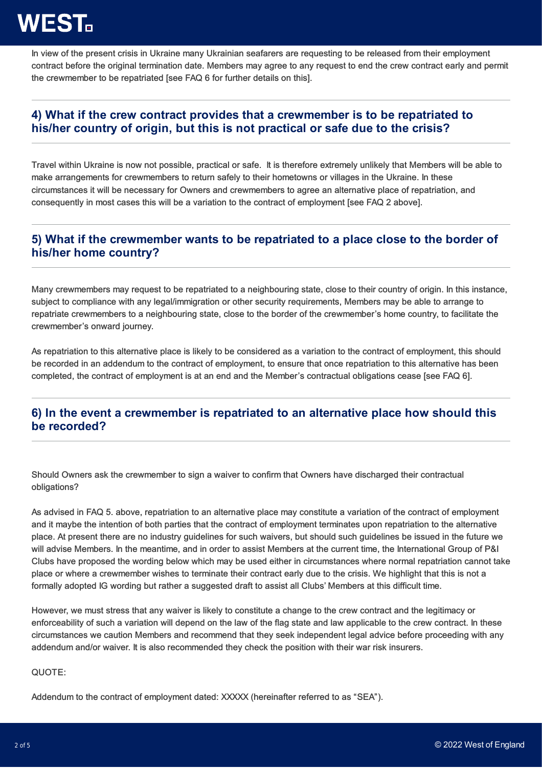In view of the present crisis in Ukraine many Ukrainian seafarers are requesting to be released from their employment contract before the original termination date. Members may agree to any request to end the crew contract early and permit the crewmember to be repatriated [see FAQ 6 for further details on this].

## 4) What if the crew contract provides that a crewmember is to be repatriated to his/her country of origin, but this is not practical or safe due to the crisis?

Travel within Ukraine is now not possible, practical or safe. It is therefore extremely unlikely that Members will be able to make arrangements for crewmembers to return safely to their hometowns or villages in the Ukraine. In these circumstances it will be necessary for Owners and crewmembers to agree an alternative place of repatriation, and consequently in most cases this will be a variation to the contract of employment [see FAQ 2 above].

## 5) What if the crewmember wants to be repatriated to a place close to the border of his/her home country?

Many crewmembers may request to be repatriated to a neighbouring state, close to their country of origin. In this instance, subject to compliance with any legal/immigration or other security requirements, Members may be able to arrange to repatriate crewmembers to a neighbouring state, close to the border of the crewmember's home country, to facilitate the crewmember's onward journey.

As repatriation to this alternative place is likely to be considered as a variation to the contract of employment, this should be recorded in an addendum to the contract of employment, to ensure that once repatriation to this alternative has been completed, the contract of employment is at an end and the Member's contractual obligations cease [see FAQ 6].

## 6) In the event a crewmember is repatriated to an alternative place how should this be recorded?

Should Owners ask the crewmember to sign a waiver to confirm that Owners have discharged their contractual obligations?

As advised in FAQ 5. above, repatriation to an alternative place may constitute a variation of the contract of employment and it maybe the intention of both parties that the contract of employment terminates upon repatriation to the alternative place. At present there are no industry guidelines for such waivers, but should such guidelines be issued in the future we will advise Members. In the meantime, and in order to assist Members at the current time, the International Group of P&I Clubs have proposed the wording below which may be used either in circumstances where normal repatriation cannot take place or where a crewmember wishes to terminate their contract early due to the crisis. We highlight that this is not a formally adopted IG wording but rather a suggested draft to assist all Clubs' Members at this difficult time.

However, we must stress that any waiver is likely to constitute a change to the crew contract and the legitimacy or enforceability of such a variation will depend on the law of the flag state and law applicable to the crew contract. In these circumstances we caution Members and recommend that they seek independent legal advice before proceeding with any addendum and/or waiver. It is also recommended they check the position with their war risk insurers.

QUOTE:

Addendum to the contract of employment dated: XXXXX (hereinafter referred to as "SEA").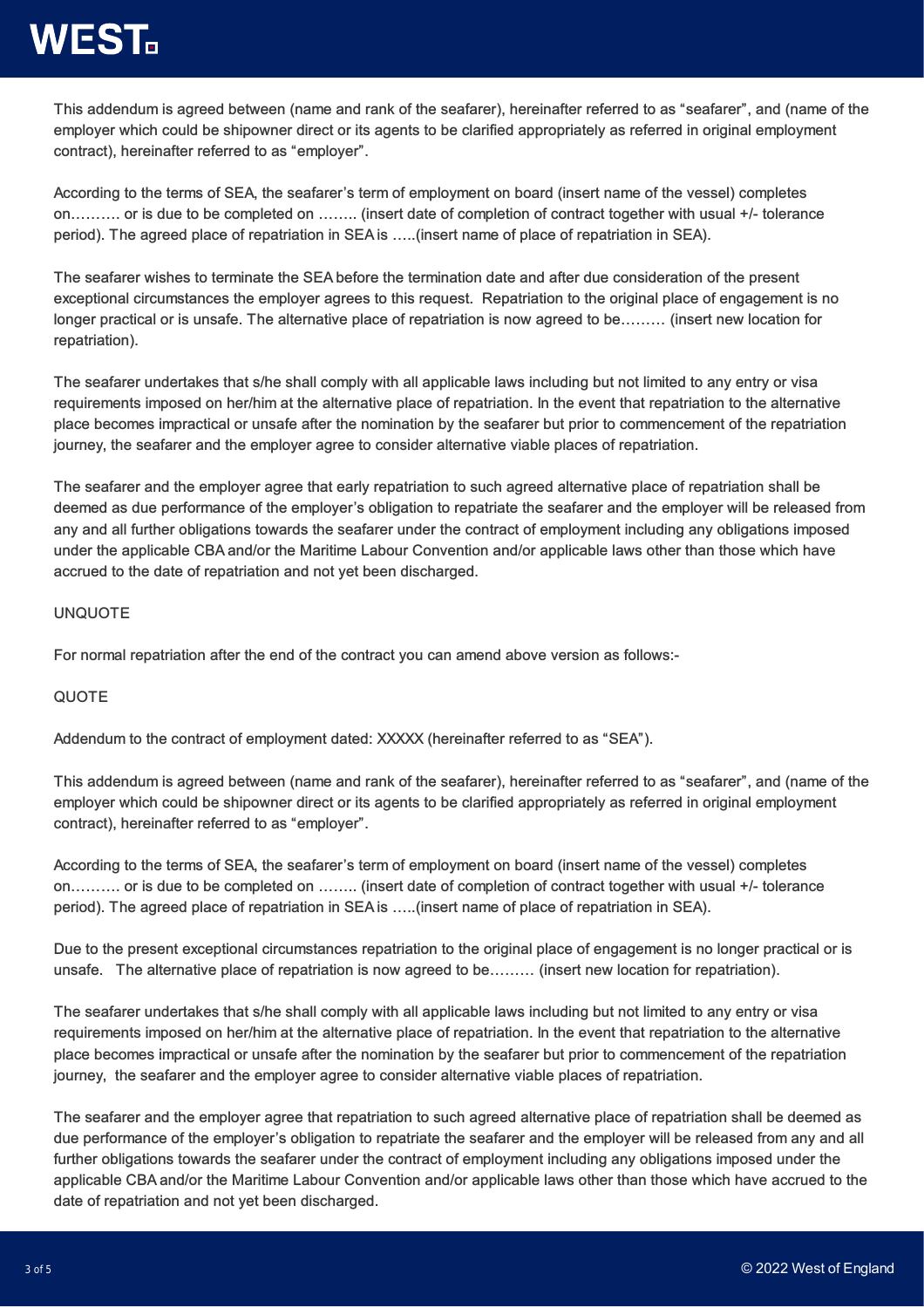This addendum is agreed between (name and rank of the seafarer), hereinafter referred to as "seafarer", and (name of the employer which could be shipowner direct or its agents to be clarified appropriately as referred in original employment contract), hereinafter referred to as "employer".

According to the terms of SEA, the seafarer's term of employment on board (insert name of the vessel) completes on………. or is due to be completed on …….. (insert date of completion of contract together with usual +/- tolerance period). The agreed place of repatriation in SEA is …..(insert name of place of repatriation in SEA).

The seafarer wishes to terminate the SEA before the termination date and after due consideration of the present exceptional circumstances the employer agrees to this request. Repatriation to the original place of engagement is no longer practical or is unsafe. The alternative place of repatriation is now agreed to be……… (insert new location for repatriation).

The seafarer undertakes that s/he shall comply with all applicable laws including but not limited to any entry or visa requirements imposed on her/him at the alternative place of repatriation. In the event that repatriation to the alternative place becomes impractical or unsafe after the nomination by the seafarer but prior to commencement of the repatriation journey, the seafarer and the employer agree to consider alternative viable places of repatriation.

The seafarer and the employer agree that early repatriation to such agreed alternative place of repatriation shall be deemed as due performance of the employer's obligation to repatriate the seafarer and the employer will be released from any and all further obligations towards the seafarer under the contract of employment including any obligations imposed under the applicable CBA and/or the Maritime Labour Convention and/or applicable laws other than those which have accrued to the date of repatriation and not yet been discharged.

UNQUOTE

For normal repatriation after the end of the contract you can amend above version as follows:-

QUOTE

Addendum to the contract of employment dated: XXXXX (hereinafter referred to as "SEA").

This addendum is agreed between (name and rank of the seafarer), hereinafter referred to as "seafarer", and (name of the employer which could be shipowner direct or its agents to be clarified appropriately as referred in original employment contract), hereinafter referred to as "employer".

According to the terms of SEA, the seafarer's term of employment on board (insert name of the vessel) completes on………. or is due to be completed on …….. (insert date of completion of contract together with usual +/- tolerance period). The agreed place of repatriation in SEA is …..(insert name of place of repatriation in SEA).

Due to the present exceptional circumstances repatriation to the original place of engagement is no longer practical or is unsafe. The alternative place of repatriation is now agreed to be……… (insert new location for repatriation).

The seafarer undertakes that s/he shall comply with all applicable laws including but not limited to any entry or visa requirements imposed on her/him at the alternative place of repatriation. In the event that repatriation to the alternative place becomes impractical or unsafe after the nomination by the seafarer but prior to commencement of the repatriation journey, the seafarer and the employer agree to consider alternative viable places of repatriation.

The seafarer and the employer agree that repatriation to such agreed alternative place of repatriation shall be deemed as due performance of the employer's obligation to repatriate the seafarer and the employer will be released from any and all further obligations towards the seafarer under the contract of employment including any obligations imposed under the applicable CBA and/or the Maritime Labour Convention and/or applicable laws other than those which have accrued to the date of repatriation and not yet been discharged.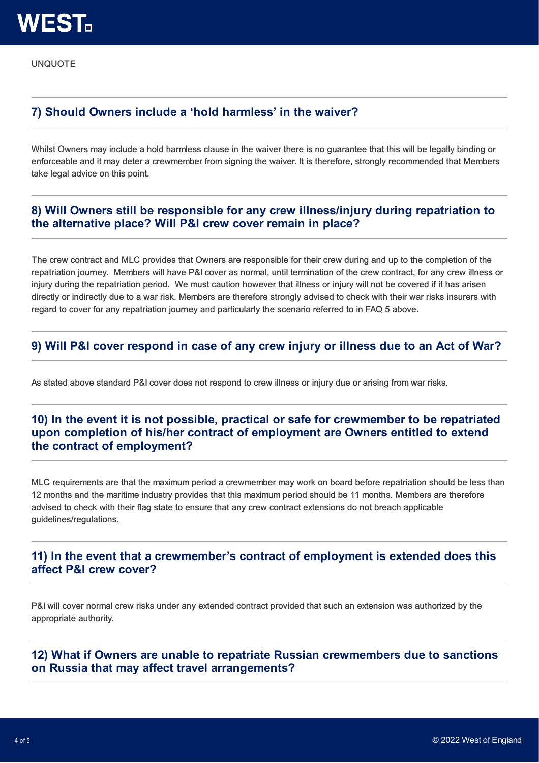UNQUOTE

### 7) Should Owners include a 'hold harmless' in the waiver?

Whilst Owners may include a hold harmless clause in the waiver there is no guarantee that this will be legally binding or enforceable and it may deter a crewmember from signing the waiver. It is therefore, strongly recommended that Members take legal advice on this point.

### 8) Will Owners still be responsible for any crew illness/injury during repatriation to the alternative place? Will P&I crew cover remain in place?

The crew contract and MLC provides that Owners are responsible for their crew during and up to the completion of the repatriation journey.  Members will have P&I cover as normal, until termination of the crew contract, for any crew illness or injury during the repatriation period.  We must caution however that illness or injury will not be covered if it has arisen directly or indirectly due to a war risk. Members are therefore strongly advised to check with their war risks insurers with regard to cover for any repatriation journey and particularly the scenario referred to in FAQ 5 above.

### 9) Will P&I cover respond in case of any crew injury or illness due to an Act of War?

As stated above standard P&I cover does not respond to crew illness or injury due or arising from war risks.

### 10) In the event it is not possible, practical or safe for crewmember to be repatriated upon completion of his/her contract of employment are Owners entitled to extend the contract of employment?

MLC requirements are that the maximum period a crewmember may work on board before repatriation should be less than 12 months and the maritime industry provides that this maximum period should be 11 months. Members are therefore advised to check with their flag state to ensure that any crew contract extensions do not breach applicable guidelines/regulations.

### 11) In the event that a crewmember's contract of employment is extended does this affect P&I crew cover?

P&I will cover normal crew risks under any extended contract provided that such an extension was authorized by the appropriate authority.

### 12) What if Owners are unable to repatriate Russian crewmembers due to sanctions on Russia that may affect travel arrangements?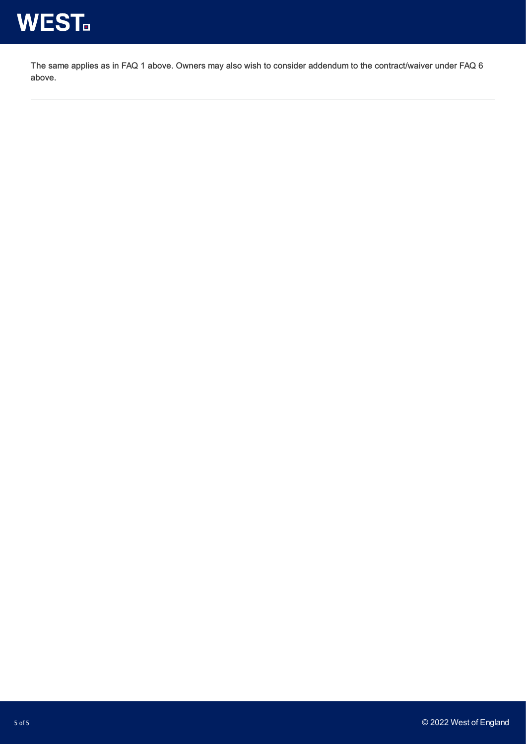The same applies as in FAQ 1 above. Owners may also wish to consider addendum to the contract/waiver under FAQ 6 above.

---